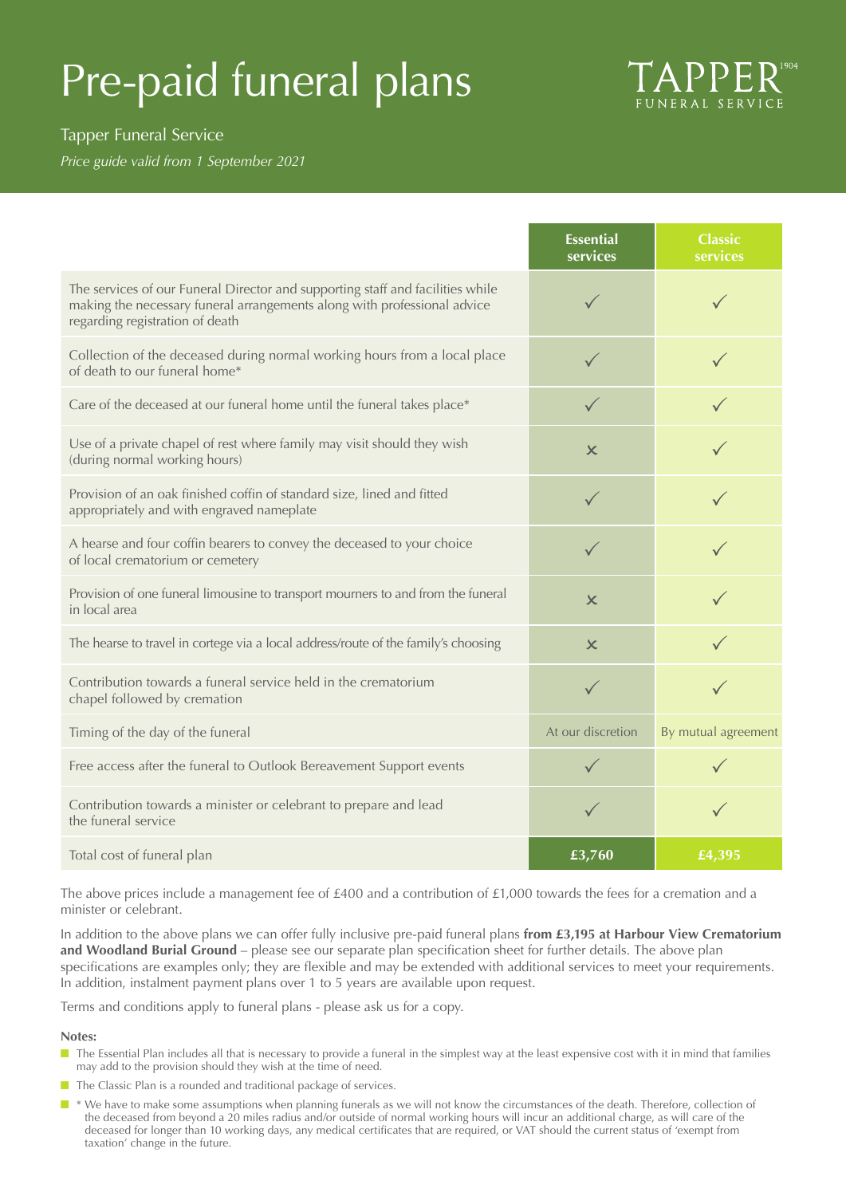# Pre-paid funeral plans

TAPPER[1904] FUNERAL SERVICE

Tapper Funeral Service

*Price guide valid from 1 September 2021*

| | Essential services | Classic services |
|---|---|---|
| The services of our Funeral Director and supporting staff and facilities while making the necessary funeral arrangements along with professional advice regarding registration of death | ✓ | ✓ |
| Collection of the deceased during normal working hours from a local place of death to our funeral home* | ✓ | ✓ |
| Care of the deceased at our funeral home until the funeral takes place* | ✓ | ✓ |
| Use of a private chapel of rest where family may visit should they wish (during normal working hours) | ✗ | ✓ |
| Provision of an oak finished coffin of standard size, lined and fitted appropriately and with engraved nameplate | ✓ | ✓ |
| A hearse and four coffin bearers to convey the deceased to your choice of local crematorium or cemetery | ✓ | ✓ |
| Provision of one funeral limousine to transport mourners to and from the funeral in local area | ✗ | ✓ |
| The hearse to travel in cortege via a local address/route of the family's choosing | ✗ | ✓ |
| Contribution towards a funeral service held in the crematorium chapel followed by cremation | ✓ | ✓ |
| Timing of the day of the funeral | At our discretion | By mutual agreement |
| Free access after the funeral to Outlook Bereavement Support events | ✓ | ✓ |
| Contribution towards a minister or celebrant to prepare and lead the funeral service | ✓ | ✓ |
| Total cost of funeral plan | **£3,760** | **£4,395** |

The above prices include a management fee of £400 and a contribution of £1,000 towards the fees for a cremation and a minister or celebrant.

In addition to the above plans we can offer fully inclusive pre-paid funeral plans **from £3,195 at Harbour View Crematorium and Woodland Burial Ground** – please see our separate plan specification sheet for further details. The above plan specifications are examples only; they are flexible and may be extended with additional services to meet your requirements. In addition, instalment payment plans over 1 to 5 years are available upon request.

Terms and conditions apply to funeral plans - please ask us for a copy.

**Notes:**

- The Essential Plan includes all that is necessary to provide a funeral in the simplest way at the least expensive cost with it in mind that families may add to the provision should they wish at the time of need.
- The Classic Plan is a rounded and traditional package of services.
- * We have to make some assumptions when planning funerals as we will not know the circumstances of the death. Therefore, collection of the deceased from beyond a 20 miles radius and/or outside of normal working hours will incur an additional charge, as will care of the deceased for longer than 10 working days, any medical certificates that are required, or VAT should the current status of 'exempt from taxation' change in the future.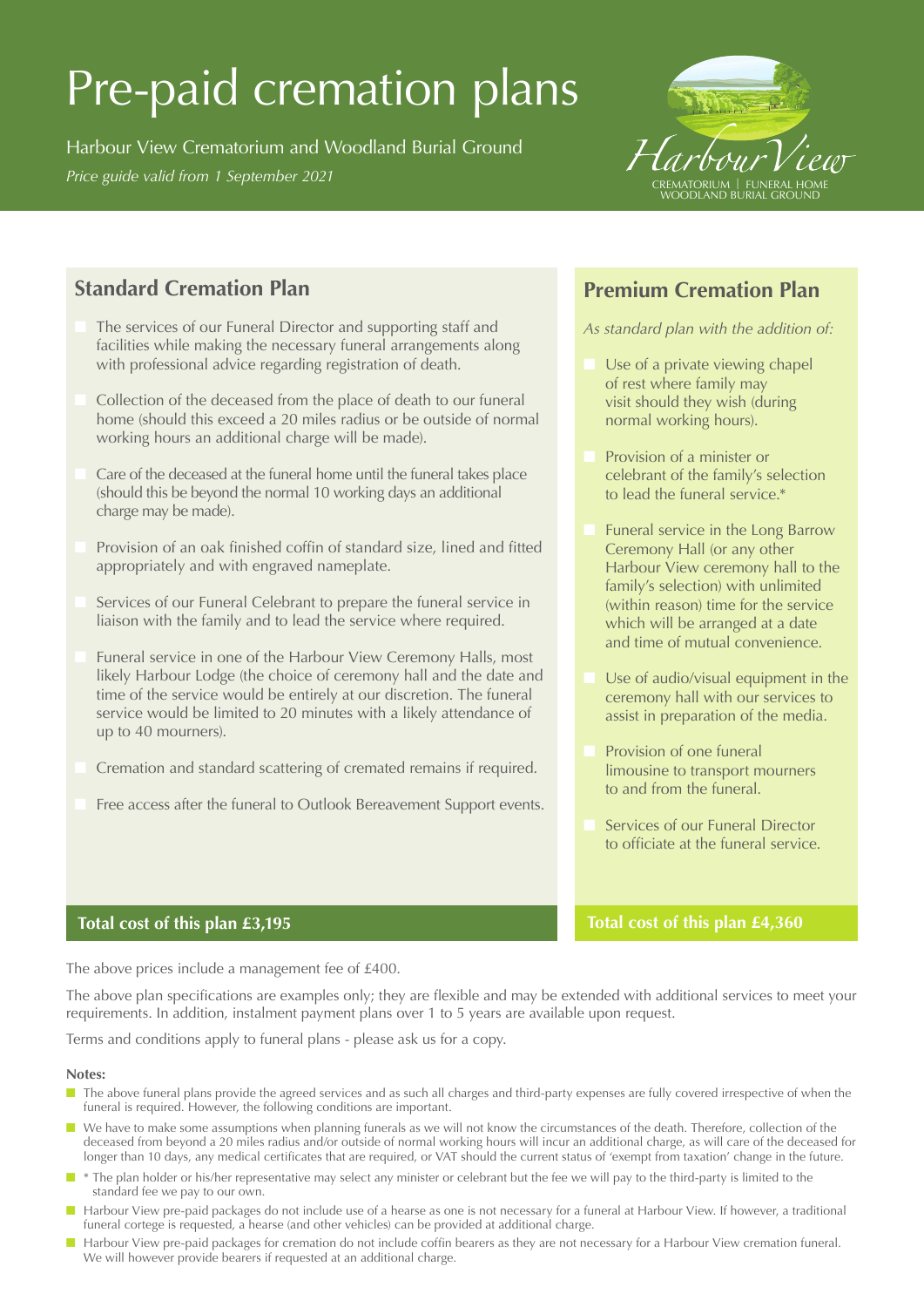# Pre-paid cremation plans

Harbour View Crematorium and Woodland Burial Ground

*Price guide valid from 1 September 2021*

Harbour View
CREMATORIUM | FUNERAL HOME
WOODLAND BURIAL GROUND

## Standard Cremation Plan

- The services of our Funeral Director and supporting staff and facilities while making the necessary funeral arrangements along with professional advice regarding registration of death.
- Collection of the deceased from the place of death to our funeral home (should this exceed a 20 miles radius or be outside of normal working hours an additional charge will be made).
- Care of the deceased at the funeral home until the funeral takes place (should this be beyond the normal 10 working days an additional charge may be made).
- Provision of an oak finished coffin of standard size, lined and fitted appropriately and with engraved nameplate.
- Services of our Funeral Celebrant to prepare the funeral service in liaison with the family and to lead the service where required.
- Funeral service in one of the Harbour View Ceremony Halls, most likely Harbour Lodge (the choice of ceremony hall and the date and time of the service would be entirely at our discretion. The funeral service would be limited to 20 minutes with a likely attendance of up to 40 mourners).
- Cremation and standard scattering of cremated remains if required.
- Free access after the funeral to Outlook Bereavement Support events.

**Total cost of this plan £3,195**

## Premium Cremation Plan

*As standard plan with the addition of:*

- Use of a private viewing chapel of rest where family may visit should they wish (during normal working hours).
- Provision of a minister or celebrant of the family's selection to lead the funeral service.*
- Funeral service in the Long Barrow Ceremony Hall (or any other Harbour View ceremony hall to the family's selection) with unlimited (within reason) time for the service which will be arranged at a date and time of mutual convenience.
- Use of audio/visual equipment in the ceremony hall with our services to assist in preparation of the media.
- Provision of one funeral limousine to transport mourners to and from the funeral.
- Services of our Funeral Director to officiate at the funeral service.

**Total cost of this plan £4,360**

The above prices include a management fee of £400.

The above plan specifications are examples only; they are flexible and may be extended with additional services to meet your requirements. In addition, instalment payment plans over 1 to 5 years are available upon request.

Terms and conditions apply to funeral plans - please ask us for a copy.

**Notes:**

- The above funeral plans provide the agreed services and as such all charges and third-party expenses are fully covered irrespective of when the funeral is required. However, the following conditions are important.
- We have to make some assumptions when planning funerals as we will not know the circumstances of the death. Therefore, collection of the deceased from beyond a 20 miles radius and/or outside of normal working hours will incur an additional charge, as will care of the deceased for longer than 10 days, any medical certificates that are required, or VAT should the current status of 'exempt from taxation' change in the future.
- * The plan holder or his/her representative may select any minister or celebrant but the fee we will pay to the third-party is limited to the standard fee we pay to our own.
- Harbour View pre-paid packages do not include use of a hearse as one is not necessary for a funeral at Harbour View. If however, a traditional funeral cortege is requested, a hearse (and other vehicles) can be provided at additional charge.
- Harbour View pre-paid packages for cremation do not include coffin bearers as they are not necessary for a Harbour View cremation funeral. We will however provide bearers if requested at an additional charge.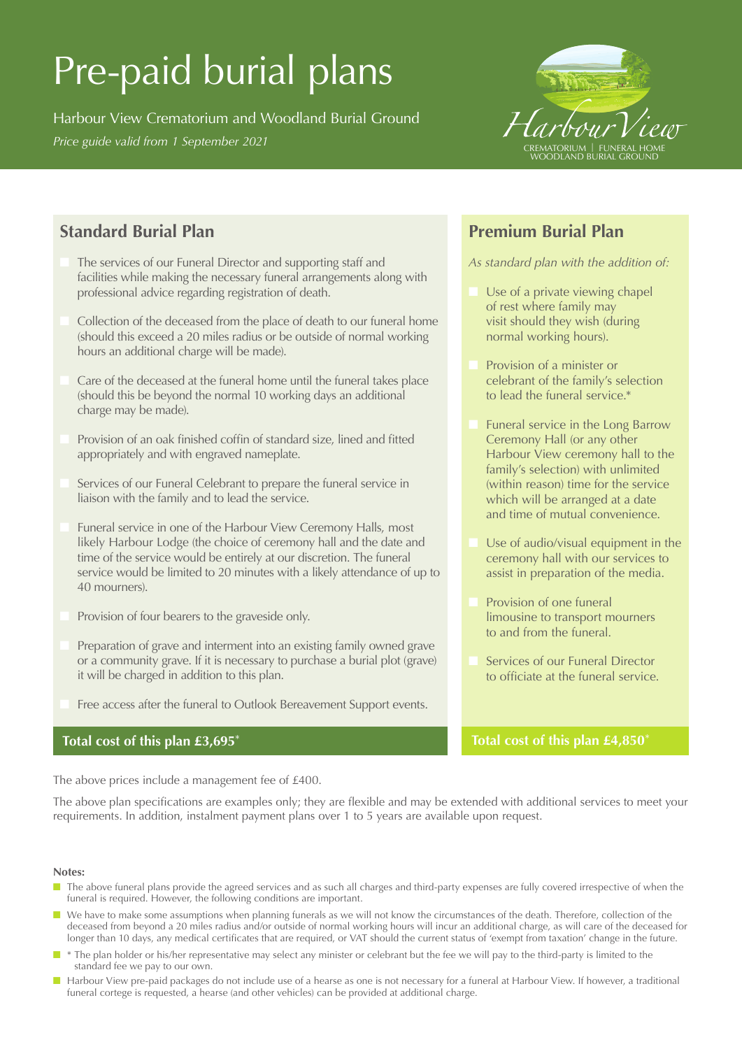// Pre-paid burial plans

# Pre-paid burial plans

Harbour View Crematorium and Woodland Burial Ground

*Price guide valid from 1 September 2021*

Harbour View
CREMATORIUM | FUNERAL HOME
WOODLAND BURIAL GROUND

## Standard Burial Plan

- The services of our Funeral Director and supporting staff and facilities while making the necessary funeral arrangements along with professional advice regarding registration of death.
- Collection of the deceased from the place of death to our funeral home (should this exceed a 20 miles radius or be outside of normal working hours an additional charge will be made).
- Care of the deceased at the funeral home until the funeral takes place (should this be beyond the normal 10 working days an additional charge may be made).
- Provision of an oak finished coffin of standard size, lined and fitted appropriately and with engraved nameplate.
- Services of our Funeral Celebrant to prepare the funeral service in liaison with the family and to lead the service.
- Funeral service in one of the Harbour View Ceremony Halls, most likely Harbour Lodge (the choice of ceremony hall and the date and time of the service would be entirely at our discretion. The funeral service would be limited to 20 minutes with a likely attendance of up to 40 mourners).
- Provision of four bearers to the graveside only.
- Preparation of grave and interment into an existing family owned grave or a community grave. If it is necessary to purchase a burial plot (grave) it will be charged in addition to this plan.
- Free access after the funeral to Outlook Bereavement Support events.

**Total cost of this plan £3,695***

## Premium Burial Plan

*As standard plan with the addition of:*

- Use of a private viewing chapel of rest where family may visit should they wish (during normal working hours).
- Provision of a minister or celebrant of the family's selection to lead the funeral service.*
- Funeral service in the Long Barrow Ceremony Hall (or any other Harbour View ceremony hall to the family's selection) with unlimited (within reason) time for the service which will be arranged at a date and time of mutual convenience.
- Use of audio/visual equipment in the ceremony hall with our services to assist in preparation of the media.
- Provision of one funeral limousine to transport mourners to and from the funeral.
- Services of our Funeral Director to officiate at the funeral service.

**Total cost of this plan £4,850***

The above prices include a management fee of £400.

The above plan specifications are examples only; they are flexible and may be extended with additional services to meet your requirements. In addition, instalment payment plans over 1 to 5 years are available upon request.

**Notes:**

- The above funeral plans provide the agreed services and as such all charges and third-party expenses are fully covered irrespective of when the funeral is required. However, the following conditions are important.
- We have to make some assumptions when planning funerals as we will not know the circumstances of the death. Therefore, collection of the deceased from beyond a 20 miles radius and/or outside of normal working hours will incur an additional charge, as will care of the deceased for longer than 10 days, any medical certificates that are required, or VAT should the current status of 'exempt from taxation' change in the future.
- * The plan holder or his/her representative may select any minister or celebrant but the fee we will pay to the third-party is limited to the standard fee we pay to our own.
- Harbour View pre-paid packages do not include use of a hearse as one is not necessary for a funeral at Harbour View. If however, a traditional funeral cortege is requested, a hearse (and other vehicles) can be provided at additional charge.